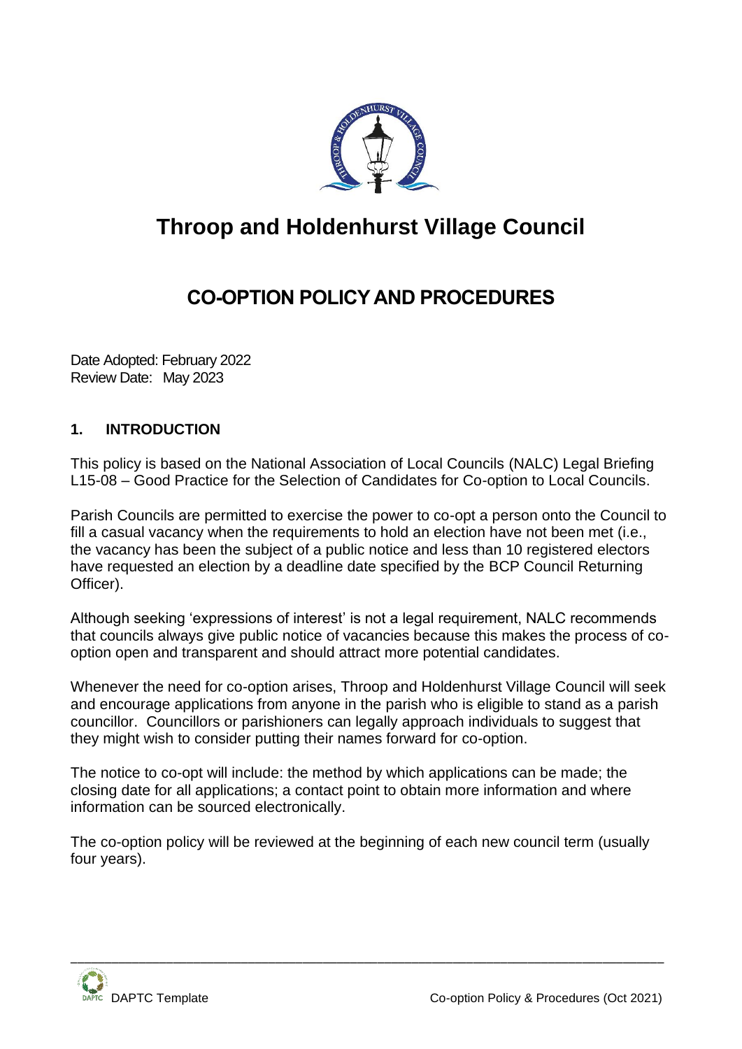# Throop and Holdenhurst Village Council

## CO-OPTION POLICY AND PROCEDURES

Date Adopted: February 2022
Review Date: May 2023

### 1. INTRODUCTION

This policy is based on the National Association of Local Councils (NALC) Legal Briefing L15-08 – Good Practice for the Selection of Candidates for Co-option to Local Councils.

Parish Councils are permitted to exercise the power to co-opt a person onto the Council to fill a casual vacancy when the requirements to hold an election have not been met (i.e., the vacancy has been the subject of a public notice and less than 10 registered electors have requested an election by a deadline date specified by the BCP Council Returning Officer).

Although seeking 'expressions of interest' is not a legal requirement, NALC recommends that councils always give public notice of vacancies because this makes the process of co-option open and transparent and should attract more potential candidates.

Whenever the need for co-option arises, Throop and Holdenhurst Village Council will seek and encourage applications from anyone in the parish who is eligible to stand as a parish councillor. Councillors or parishioners can legally approach individuals to suggest that they might wish to consider putting their names forward for co-option.

The notice to co-opt will include: the method by which applications can be made; the closing date for all applications; a contact point to obtain more information and where information can be sourced electronically.

The co-option policy will be reviewed at the beginning of each new council term (usually four years).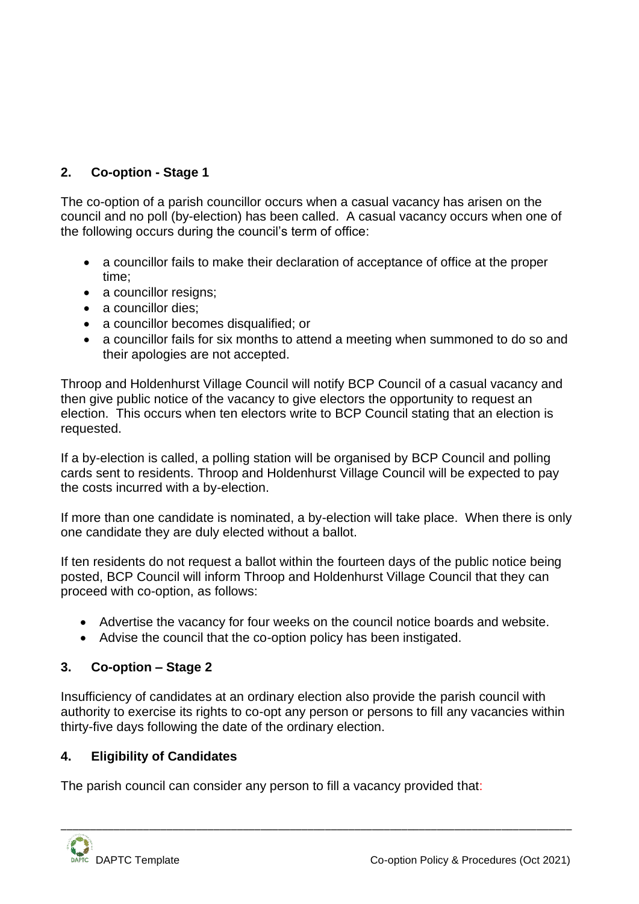## 2. Co-option - Stage 1

The co-option of a parish councillor occurs when a casual vacancy has arisen on the council and no poll (by-election) has been called. A casual vacancy occurs when one of the following occurs during the council's term of office:

- a councillor fails to make their declaration of acceptance of office at the proper time;
- a councillor resigns;
- a councillor dies;
- a councillor becomes disqualified; or
- a councillor fails for six months to attend a meeting when summoned to do so and their apologies are not accepted.

Throop and Holdenhurst Village Council will notify BCP Council of a casual vacancy and then give public notice of the vacancy to give electors the opportunity to request an election. This occurs when ten electors write to BCP Council stating that an election is requested.

If a by-election is called, a polling station will be organised by BCP Council and polling cards sent to residents. Throop and Holdenhurst Village Council will be expected to pay the costs incurred with a by-election.

If more than one candidate is nominated, a by-election will take place. When there is only one candidate they are duly elected without a ballot.

If ten residents do not request a ballot within the fourteen days of the public notice being posted, BCP Council will inform Throop and Holdenhurst Village Council that they can proceed with co-option, as follows:

- Advertise the vacancy for four weeks on the council notice boards and website.
- Advise the council that the co-option policy has been instigated.

## 3. Co-option – Stage 2

Insufficiency of candidates at an ordinary election also provide the parish council with authority to exercise its rights to co-opt any person or persons to fill any vacancies within thirty-five days following the date of the ordinary election.

## 4. Eligibility of Candidates

The parish council can consider any person to fill a vacancy provided that: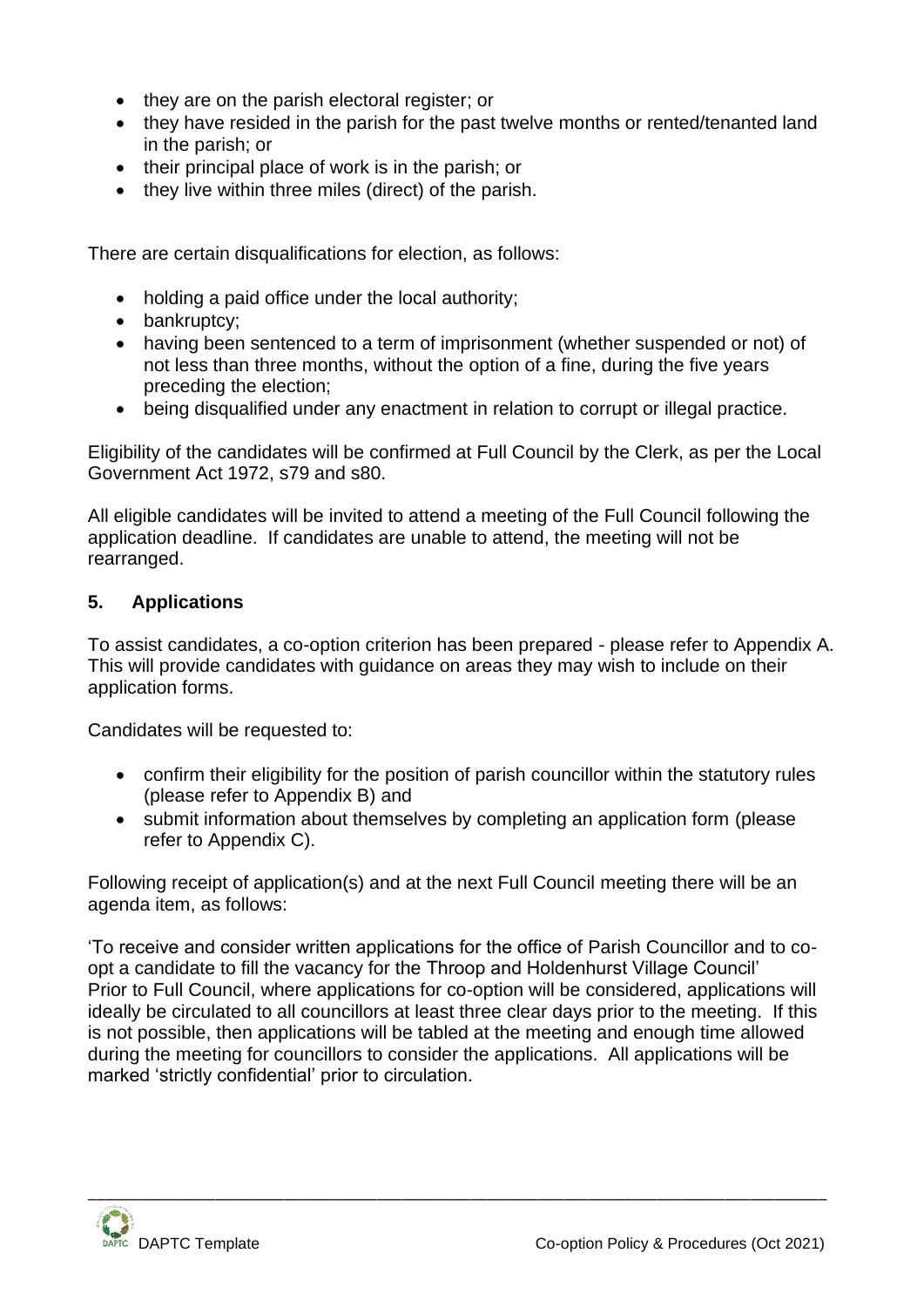- they are on the parish electoral register; or
- they have resided in the parish for the past twelve months or rented/tenanted land in the parish; or
- their principal place of work is in the parish; or
- they live within three miles (direct) of the parish.

There are certain disqualifications for election, as follows:

- holding a paid office under the local authority;
- bankruptcy;
- having been sentenced to a term of imprisonment (whether suspended or not) of not less than three months, without the option of a fine, during the five years preceding the election;
- being disqualified under any enactment in relation to corrupt or illegal practice.

Eligibility of the candidates will be confirmed at Full Council by the Clerk, as per the Local Government Act 1972, s79 and s80.

All eligible candidates will be invited to attend a meeting of the Full Council following the application deadline. If candidates are unable to attend, the meeting will not be rearranged.

## 5. Applications

To assist candidates, a co-option criterion has been prepared - please refer to Appendix A. This will provide candidates with guidance on areas they may wish to include on their application forms.

Candidates will be requested to:

- confirm their eligibility for the position of parish councillor within the statutory rules (please refer to Appendix B) and
- submit information about themselves by completing an application form (please refer to Appendix C).

Following receipt of application(s) and at the next Full Council meeting there will be an agenda item, as follows:

'To receive and consider written applications for the office of Parish Councillor and to co-opt a candidate to fill the vacancy for the Throop and Holdenhurst Village Council'
Prior to Full Council, where applications for co-option will be considered, applications will ideally be circulated to all councillors at least three clear days prior to the meeting. If this is not possible, then applications will be tabled at the meeting and enough time allowed during the meeting for councillors to consider the applications. All applications will be marked 'strictly confidential' prior to circulation.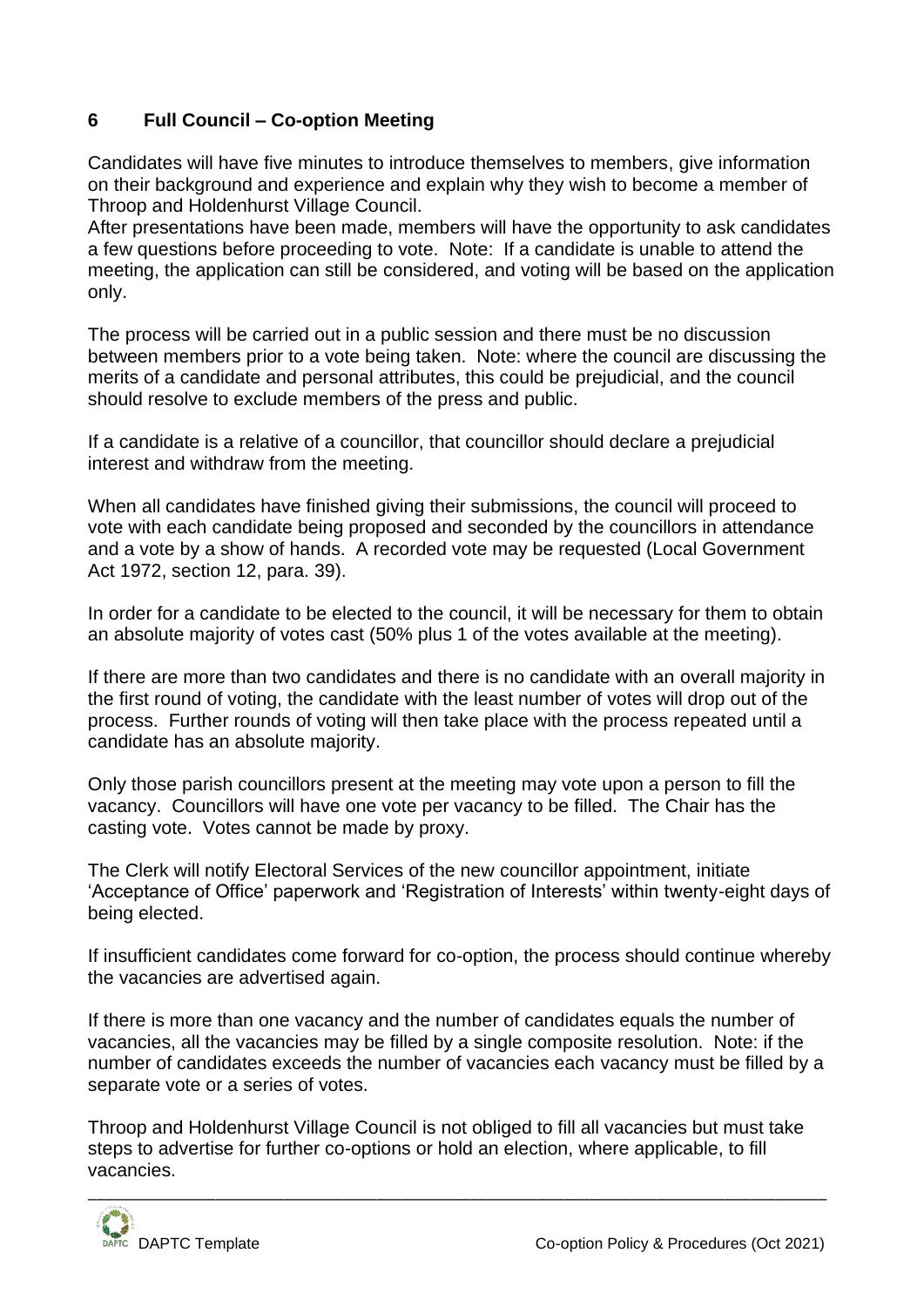## 6 Full Council – Co-option Meeting

Candidates will have five minutes to introduce themselves to members, give information on their background and experience and explain why they wish to become a member of Throop and Holdenhurst Village Council.
After presentations have been made, members will have the opportunity to ask candidates a few questions before proceeding to vote. Note: If a candidate is unable to attend the meeting, the application can still be considered, and voting will be based on the application only.

The process will be carried out in a public session and there must be no discussion between members prior to a vote being taken. Note: where the council are discussing the merits of a candidate and personal attributes, this could be prejudicial, and the council should resolve to exclude members of the press and public.

If a candidate is a relative of a councillor, that councillor should declare a prejudicial interest and withdraw from the meeting.

When all candidates have finished giving their submissions, the council will proceed to vote with each candidate being proposed and seconded by the councillors in attendance and a vote by a show of hands. A recorded vote may be requested (Local Government Act 1972, section 12, para. 39).

In order for a candidate to be elected to the council, it will be necessary for them to obtain an absolute majority of votes cast (50% plus 1 of the votes available at the meeting).

If there are more than two candidates and there is no candidate with an overall majority in the first round of voting, the candidate with the least number of votes will drop out of the process. Further rounds of voting will then take place with the process repeated until a candidate has an absolute majority.

Only those parish councillors present at the meeting may vote upon a person to fill the vacancy. Councillors will have one vote per vacancy to be filled. The Chair has the casting vote. Votes cannot be made by proxy.

The Clerk will notify Electoral Services of the new councillor appointment, initiate 'Acceptance of Office' paperwork and 'Registration of Interests' within twenty-eight days of being elected.

If insufficient candidates come forward for co-option, the process should continue whereby the vacancies are advertised again.

If there is more than one vacancy and the number of candidates equals the number of vacancies, all the vacancies may be filled by a single composite resolution. Note: if the number of candidates exceeds the number of vacancies each vacancy must be filled by a separate vote or a series of votes.

Throop and Holdenhurst Village Council is not obliged to fill all vacancies but must take steps to advertise for further co-options or hold an election, where applicable, to fill vacancies.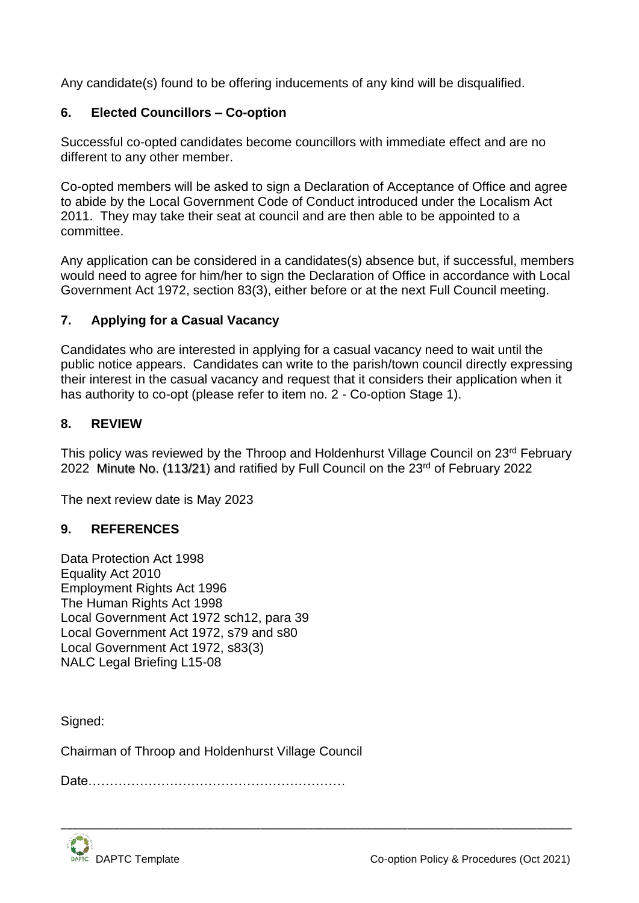Any candidate(s) found to be offering inducements of any kind will be disqualified.

## 6. Elected Councillors – Co-option

Successful co-opted candidates become councillors with immediate effect and are no different to any other member.

Co-opted members will be asked to sign a Declaration of Acceptance of Office and agree to abide by the Local Government Code of Conduct introduced under the Localism Act 2011. They may take their seat at council and are then able to be appointed to a committee.

Any application can be considered in a candidates(s) absence but, if successful, members would need to agree for him/her to sign the Declaration of Office in accordance with Local Government Act 1972, section 83(3), either before or at the next Full Council meeting.

## 7. Applying for a Casual Vacancy

Candidates who are interested in applying for a casual vacancy need to wait until the public notice appears. Candidates can write to the parish/town council directly expressing their interest in the casual vacancy and request that it considers their application when it has authority to co-opt (please refer to item no. 2 - Co-option Stage 1).

## 8. REVIEW

This policy was reviewed by the Throop and Holdenhurst Village Council on 23rd February 2022 Minute No. (113/21) and ratified by Full Council on the 23rd of February 2022

The next review date is May 2023

## 9. REFERENCES

Data Protection Act 1998
Equality Act 2010
Employment Rights Act 1996
The Human Rights Act 1998
Local Government Act 1972 sch12, para 39
Local Government Act 1972, s79 and s80
Local Government Act 1972, s83(3)
NALC Legal Briefing L15-08

Signed:

Chairman of Throop and Holdenhurst Village Council

Date……………………………………………………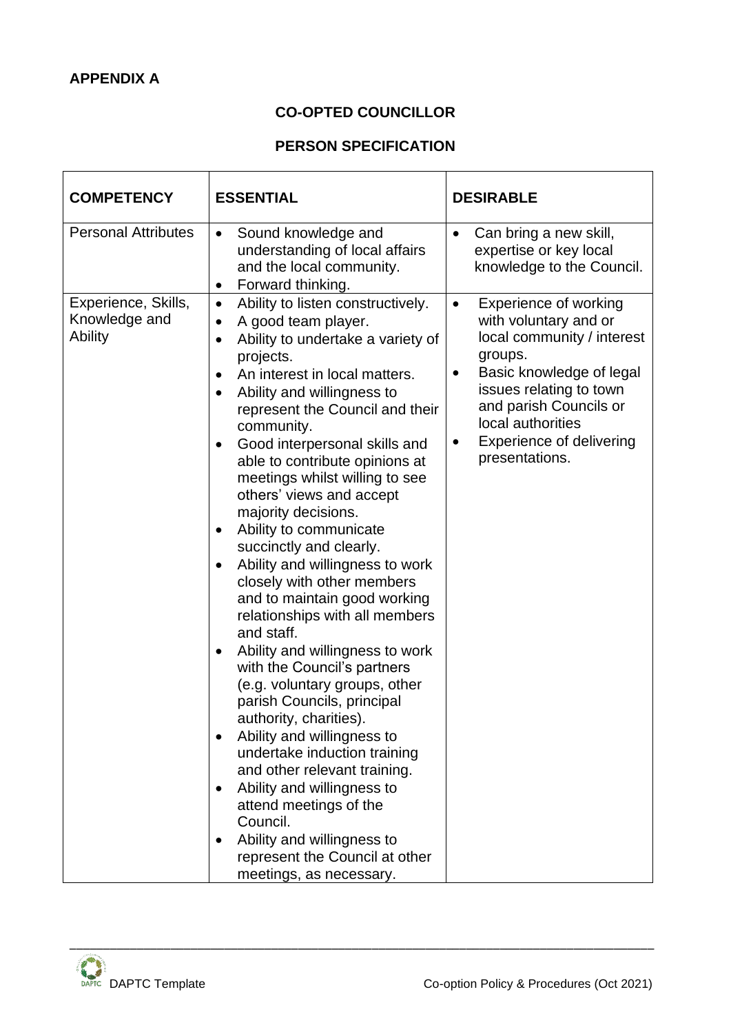**APPENDIX A**

## CO-OPTED COUNCILLOR

## PERSON SPECIFICATION

| COMPETENCY | ESSENTIAL | DESIRABLE |
| --- | --- | --- |
| Personal Attributes | • Sound knowledge and understanding of local affairs and the local community.<br>• Forward thinking. | • Can bring a new skill, expertise or key local knowledge to the Council. |
| Experience, Skills, Knowledge and Ability | • Ability to listen constructively.<br>• A good team player.<br>• Ability to undertake a variety of projects.<br>• An interest in local matters.<br>• Ability and willingness to represent the Council and their community.<br>• Good interpersonal skills and able to contribute opinions at meetings whilst willing to see others' views and accept majority decisions.<br>• Ability to communicate succinctly and clearly.<br>• Ability and willingness to work closely with other members and to maintain good working relationships with all members and staff.<br>• Ability and willingness to work with the Council's partners (e.g. voluntary groups, other parish Councils, principal authority, charities).<br>• Ability and willingness to undertake induction training and other relevant training.<br>• Ability and willingness to attend meetings of the Council.<br>• Ability and willingness to represent the Council at other meetings, as necessary. | • Experience of working with voluntary and or local community / interest groups.<br>• Basic knowledge of legal issues relating to town and parish Councils or local authorities<br>• Experience of delivering presentations. |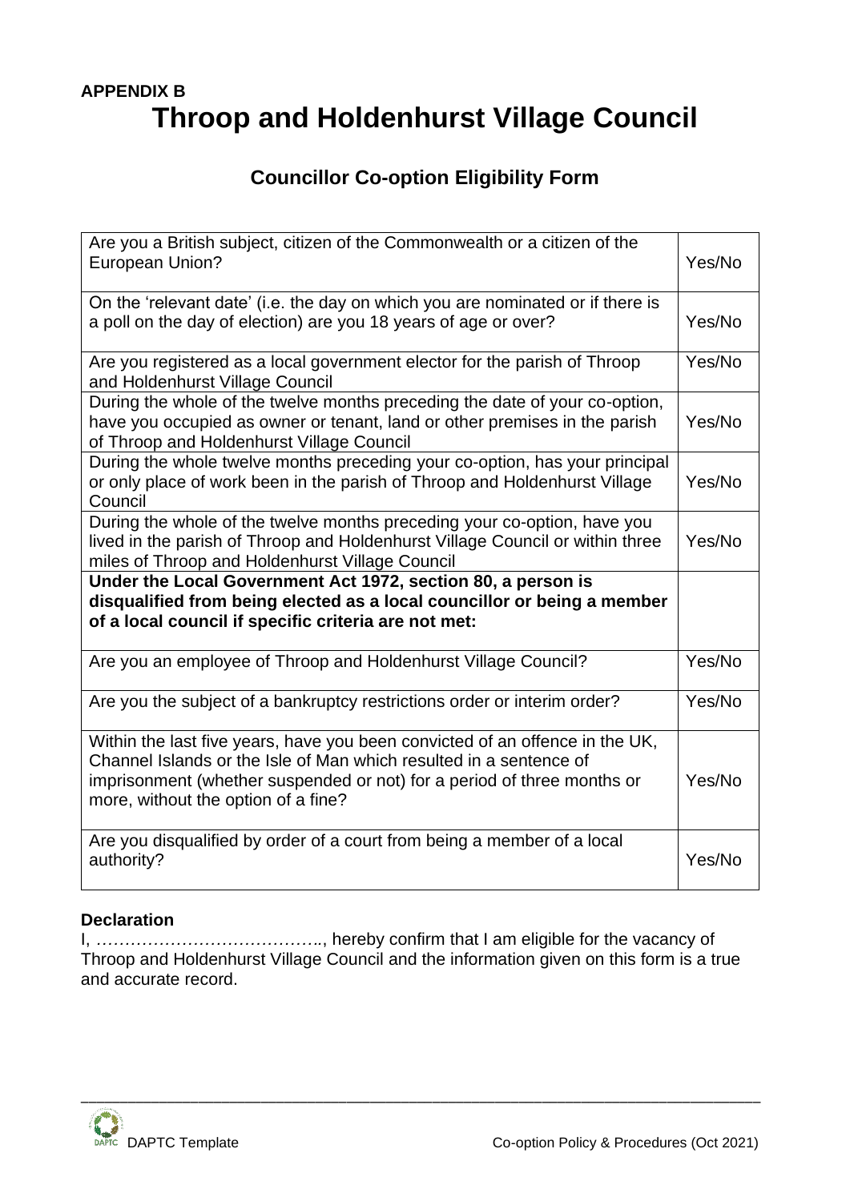**APPENDIX B**

# Throop and Holdenhurst Village Council

## Councillor Co-option Eligibility Form

| | |
|---|---|
| Are you a British subject, citizen of the Commonwealth or a citizen of the European Union? | Yes/No |
| On the 'relevant date' (i.e. the day on which you are nominated or if there is a poll on the day of election) are you 18 years of age or over? | Yes/No |
| Are you registered as a local government elector for the parish of Throop and Holdenhurst Village Council | Yes/No |
| During the whole of the twelve months preceding the date of your co-option, have you occupied as owner or tenant, land or other premises in the parish of Throop and Holdenhurst Village Council | Yes/No |
| During the whole twelve months preceding your co-option, has your principal or only place of work been in the parish of Throop and Holdenhurst Village Council | Yes/No |
| During the whole of the twelve months preceding your co-option, have you lived in the parish of Throop and Holdenhurst Village Council or within three miles of Throop and Holdenhurst Village Council | Yes/No |
| **Under the Local Government Act 1972, section 80, a person is disqualified from being elected as a local councillor or being a member of a local council if specific criteria are not met:** | |
| Are you an employee of Throop and Holdenhurst Village Council? | Yes/No |
| Are you the subject of a bankruptcy restrictions order or interim order? | Yes/No |
| Within the last five years, have you been convicted of an offence in the UK, Channel Islands or the Isle of Man which resulted in a sentence of imprisonment (whether suspended or not) for a period of three months or more, without the option of a fine? | Yes/No |
| Are you disqualified by order of a court from being a member of a local authority? | Yes/No |

**Declaration**

I, ………………………………….., hereby confirm that I am eligible for the vacancy of Throop and Holdenhurst Village Council and the information given on this form is a true and accurate record.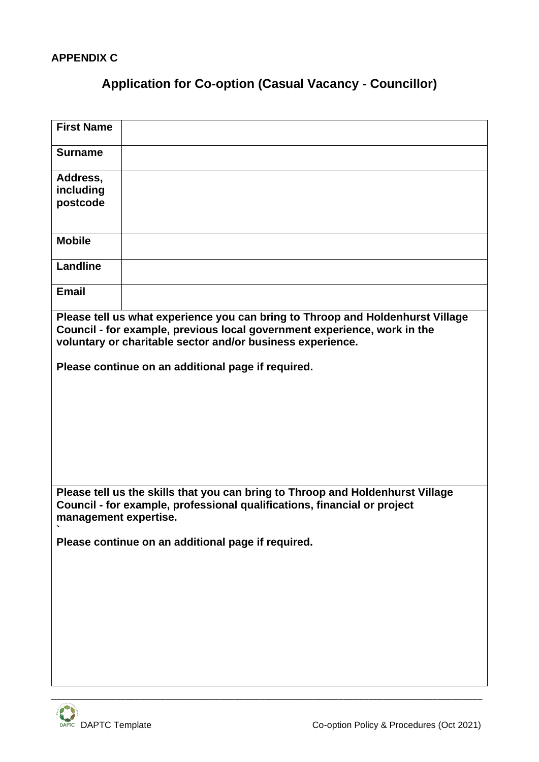**APPENDIX C**

## Application for Co-option (Casual Vacancy - Councillor)

| **First Name** | |
|---|---|
| **Surname** | |
| **Address, including postcode** | |
| **Mobile** | |
| **Landline** | |
| **Email** | |

**Please tell us what experience you can bring to Throop and Holdenhurst Village Council - for example, previous local government experience, work in the voluntary or charitable sector and/or business experience.**

**Please continue on an additional page if required.**

**Please tell us the skills that you can bring to Throop and Holdenhurst Village Council - for example, professional qualifications, financial or project management expertise.**
`
**Please continue on an additional page if required.**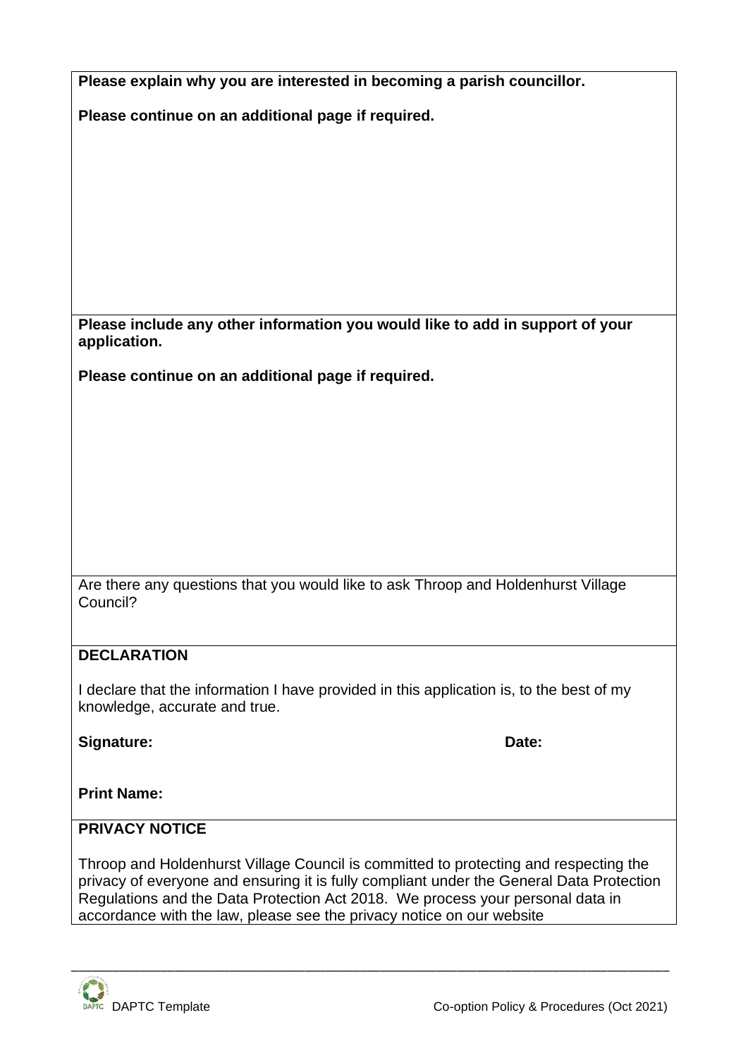**Please explain why you are interested in becoming a parish councillor.**

**Please continue on an additional page if required.**

**Please include any other information you would like to add in support of your application.**

**Please continue on an additional page if required.**

Are there any questions that you would like to ask Throop and Holdenhurst Village Council?

**DECLARATION**

I declare that the information I have provided in this application is, to the best of my knowledge, accurate and true.

**Signature:** **Date:**

**Print Name:**

**PRIVACY NOTICE**

Throop and Holdenhurst Village Council is committed to protecting and respecting the privacy of everyone and ensuring it is fully compliant under the General Data Protection Regulations and the Data Protection Act 2018. We process your personal data in accordance with the law, please see the privacy notice on our website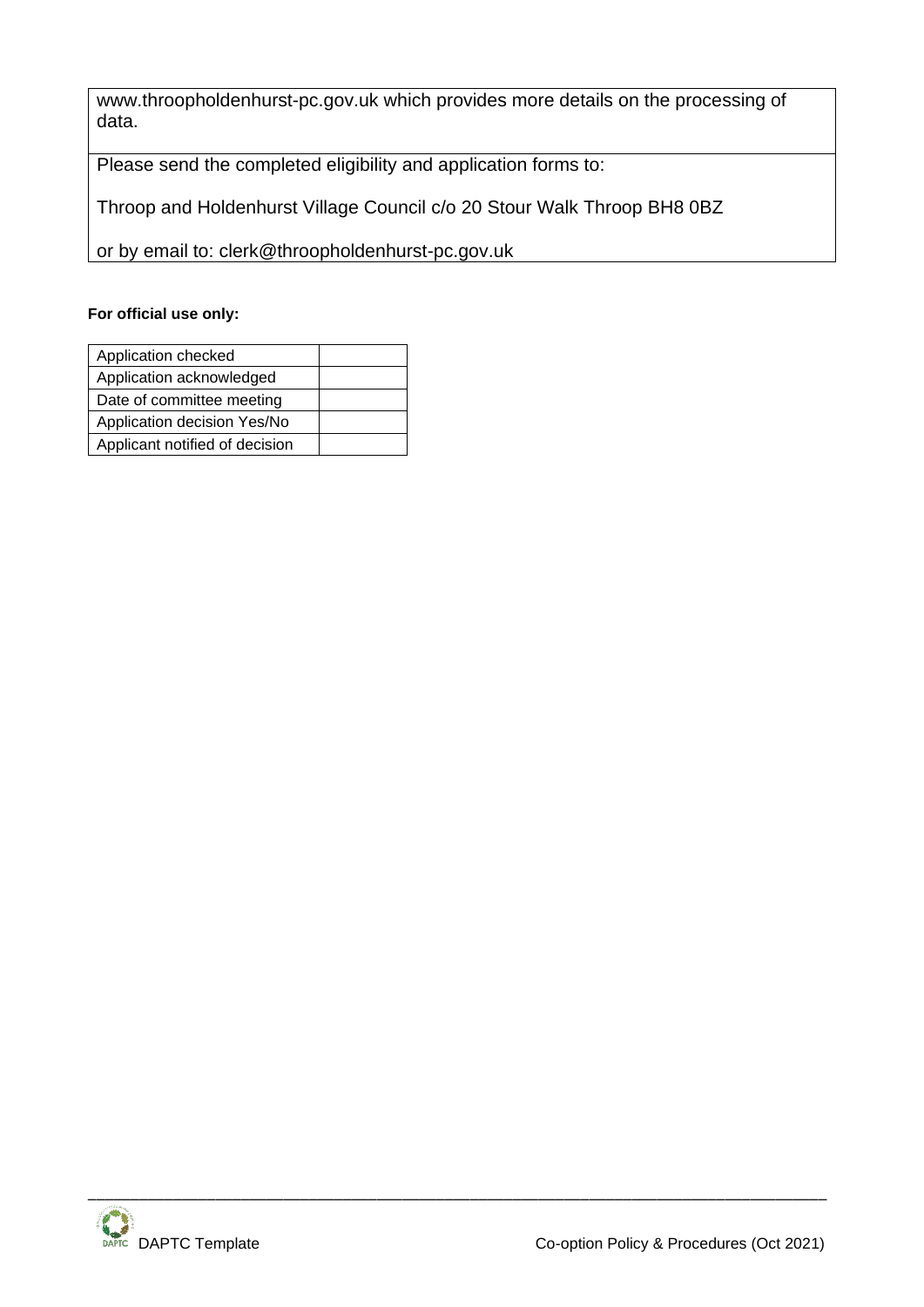www.throopholdenhurst-pc.gov.uk which provides more details on the processing of data.

Please send the completed eligibility and application forms to:

Throop and Holdenhurst Village Council c/o 20 Stour Walk Throop BH8 0BZ

or by email to: clerk@throopholdenhurst-pc.gov.uk

**For official use only:**

| | |
|---|---|
| Application checked | |
| Application acknowledged | |
| Date of committee meeting | |
| Application decision Yes/No | |
| Applicant notified of decision | |